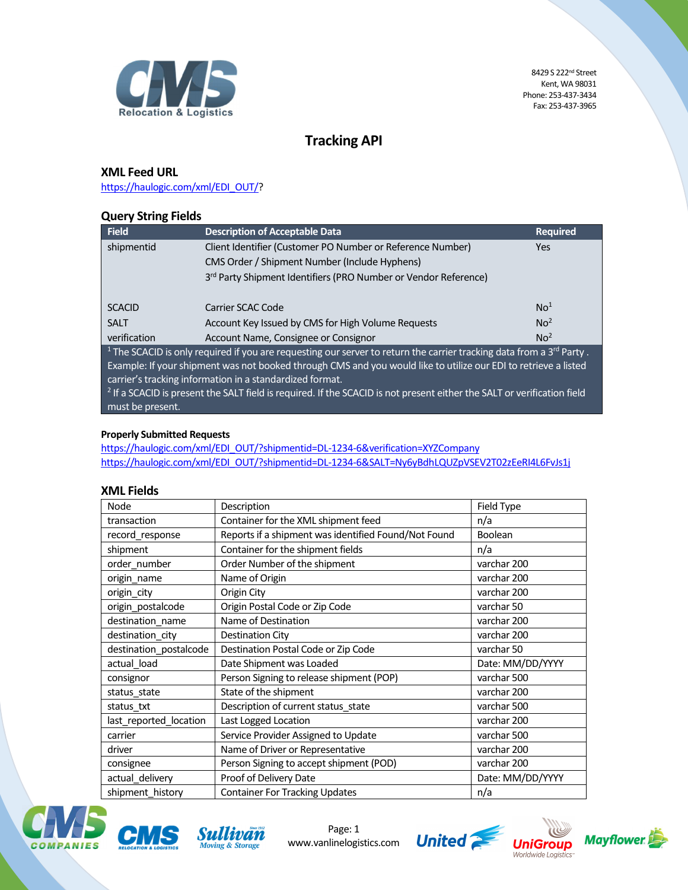8429 S 222nd Street
Kent, WA 98031
Phone: 253-437-3434
Fax: 253-437-3965

# Tracking API

## XML Feed URL

https://haulogic.com/xml/EDI_OUT/?

## Query String Fields

| Field | Description of Acceptable Data | Required |
|---|---|---|
| shipmentid | Client Identifier (Customer PO Number or Reference Number)<br>CMS Order / Shipment Number (Include Hyphens)<br>3rd Party Shipment Identifiers (PRO Number or Vendor Reference) | Yes |
| SCACID | Carrier SCAC Code | No[1] |
| SALT | Account Key Issued by CMS for High Volume Requests | No[2] |
| verification | Account Name, Consignee or Consignor | No[2] |

[1] The SCACID is only required if you are requesting our server to return the carrier tracking data from a 3rd Party . Example: If your shipment was not booked through CMS and you would like to utilize our EDI to retrieve a listed carrier's tracking information in a standardized format.

[2] If a SCACID is present the SALT field is required. If the SCACID is not present either the SALT or verification field must be present.

**Properly Submitted Requests**

https://haulogic.com/xml/EDI_OUT/?shipmentid=DL-1234-6&verification=XYZCompany

https://haulogic.com/xml/EDI_OUT/?shipmentid=DL-1234-6&SALT=Ny6yBdhLQUZpVSEV2T02zEeRI4L6FvJs1j

## XML Fields

| Node | Description | Field Type |
|---|---|---|
| transaction | Container for the XML shipment feed | n/a |
| record_response | Reports if a shipment was identified Found/Not Found | Boolean |
| shipment | Container for the shipment fields | n/a |
| order_number | Order Number of the shipment | varchar 200 |
| origin_name | Name of Origin | varchar 200 |
| origin_city | Origin City | varchar 200 |
| origin_postalcode | Origin Postal Code or Zip Code | varchar 50 |
| destination_name | Name of Destination | varchar 200 |
| destination_city | Destination City | varchar 200 |
| destination_postalcode | Destination Postal Code or Zip Code | varchar 50 |
| actual_load | Date Shipment was Loaded | Date: MM/DD/YYYY |
| consignor | Person Signing to release shipment (POP) | varchar 500 |
| status_state | State of the shipment | varchar 200 |
| status_txt | Description of current status_state | varchar 500 |
| last_reported_location | Last Logged Location | varchar 200 |
| carrier | Service Provider Assigned to Update | varchar 500 |
| driver | Name of Driver or Representative | varchar 200 |
| consignee | Person Signing to accept shipment (POD) | varchar 200 |
| actual_delivery | Proof of Delivery Date | Date: MM/DD/YYYY |
| shipment_history | Container For Tracking Updates | n/a |

www.vanlinelogistics.com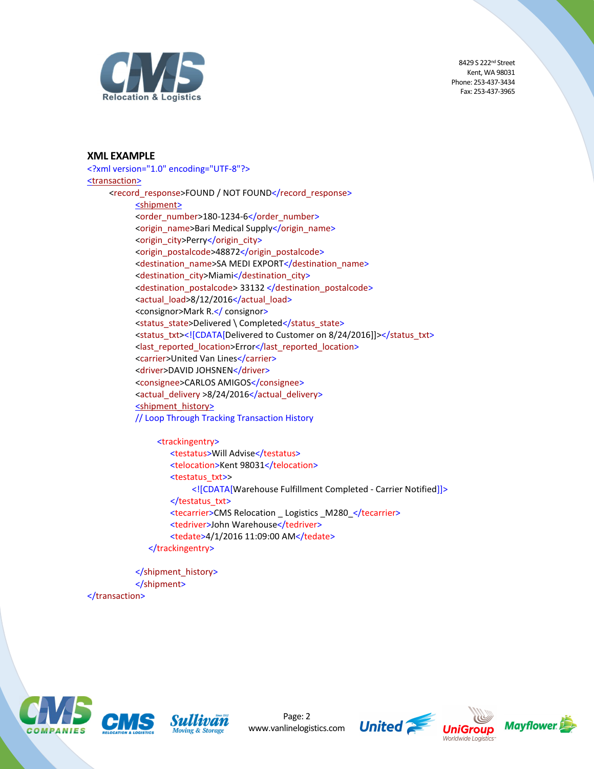8429 S 222nd Street
Kent, WA 98031
Phone: 253-437-3434
Fax: 253-437-3965

## XML EXAMPLE

```
<?xml version="1.0" encoding="UTF-8"?>
<transaction>
        <record_response>FOUND / NOT FOUND</record_response>
                <shipment>
                <order_number>180-1234-6</order_number>
                <origin_name>Bari Medical Supply</origin_name>
                <origin_city>Perry</origin_city>
                <origin_postalcode>48872</origin_postalcode>
                <destination_name>SA MEDI EXPORT</destination_name>
                <destination_city>Miami</destination_city>
                <destination_postalcode> 33132 </destination_postalcode>
                <actual_load>8/12/2016</actual_load>
                <consignor>Mark R.</ consignor>
                <status_state>Delivered \ Completed</status_state>
                <status_txt><![CDATA[Delivered to Customer on 8/24/2016]]></status_txt>
                <last_reported_location>Error</last_reported_location>
                <carrier>United Van Lines</carrier>
                <driver>DAVID JOHSNEN</driver>
                <consignee>CARLOS AMIGOS</consignee>
                <actual_delivery >8/24/2016</actual_delivery>
                <shipment_history>
                // Loop Through Tracking Transaction History

                        <trackingentry>
                            <testatus>Will Advise</testatus>
                            <telocation>Kent 98031</telocation>
                            <testatus_txt>>
                                    <![CDATA[Warehouse Fulfillment Completed - Carrier Notified]]>
                            </testatus_txt>
                            <tecarrier>CMS Relocation _ Logistics _M280_</tecarrier>
                            <tedriver>John Warehouse</tedriver>
                            <tedate>4/1/2016 11:09:00 AM</tedate>
                     </trackingentry>

                </shipment_history>
                </shipment>
</transaction>
```

www.vanlinelogistics.com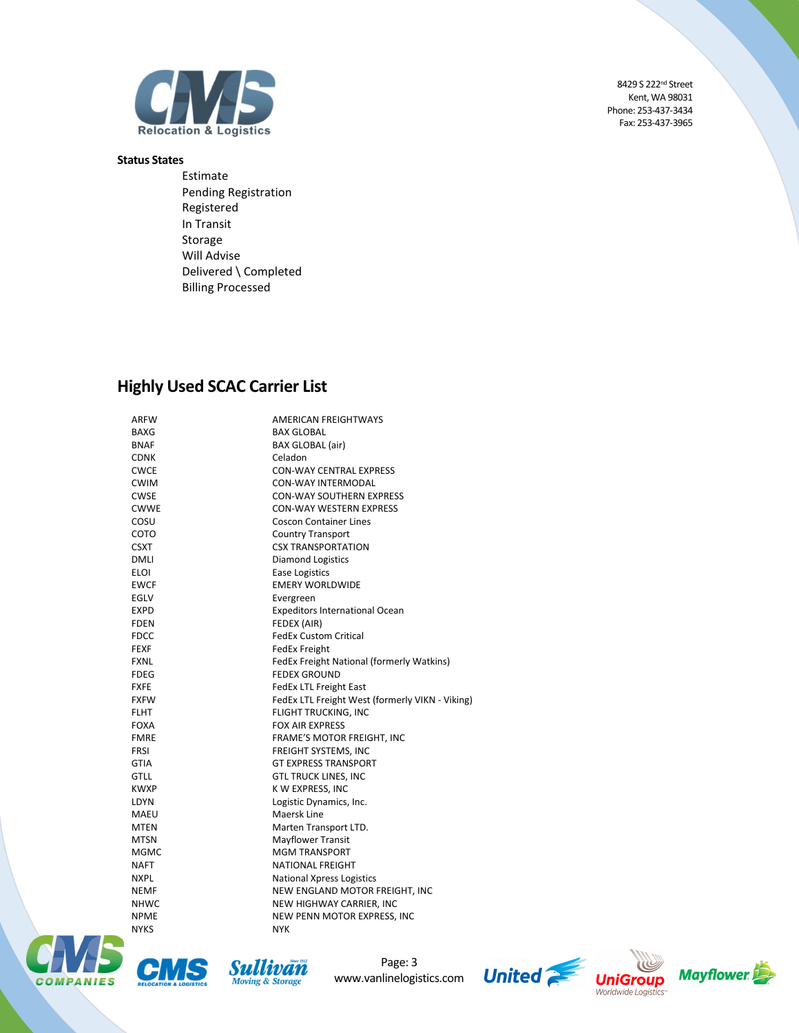**Status States**

- Estimate
- Pending Registration
- Registered
- In Transit
- Storage
- Will Advise
- Delivered \ Completed
- Billing Processed

## Highly Used SCAC Carrier List

| | |
|---|---|
| ARFW | AMERICAN FREIGHTWAYS |
| BAXG | BAX GLOBAL |
| BNAF | BAX GLOBAL (air) |
| CDNK | Celadon |
| CWCE | CON-WAY CENTRAL EXPRESS |
| CWIM | CON-WAY INTERMODAL |
| CWSE | CON-WAY SOUTHERN EXPRESS |
| CWWE | CON-WAY WESTERN EXPRESS |
| COSU | Coscon Container Lines |
| COTO | Country Transport |
| CSXT | CSX TRANSPORTATION |
| DMLI | Diamond Logistics |
| ELOI | Ease Logistics |
| EWCF | EMERY WORLDWIDE |
| EGLV | Evergreen |
| EXPD | Expeditors International Ocean |
| FDEN | FEDEX (AIR) |
| FDCC | FedEx Custom Critical |
| FEXF | FedEx Freight |
| FXNL | FedEx Freight National (formerly Watkins) |
| FDEG | FEDEX GROUND |
| FXFE | FedEx LTL Freight East |
| FXFW | FedEx LTL Freight West (formerly VIKN - Viking) |
| FLHT | FLIGHT TRUCKING, INC |
| FOXA | FOX AIR EXPRESS |
| FMRE | FRAME'S MOTOR FREIGHT, INC |
| FRSI | FREIGHT SYSTEMS, INC |
| GTIA | GT EXPRESS TRANSPORT |
| GTLL | GTL TRUCK LINES, INC |
| KWXP | K W EXPRESS, INC |
| LDYN | Logistic Dynamics, Inc. |
| MAEU | Maersk Line |
| MTEN | Marten Transport LTD. |
| MTSN | Mayflower Transit |
| MGMC | MGM TRANSPORT |
| NAFT | NATIONAL FREIGHT |
| NXPL | National Xpress Logistics |
| NEMF | NEW ENGLAND MOTOR FREIGHT, INC |
| NHWC | NEW HIGHWAY CARRIER, INC |
| NPME | NEW PENN MOTOR EXPRESS, INC |
| NYKS | NYK |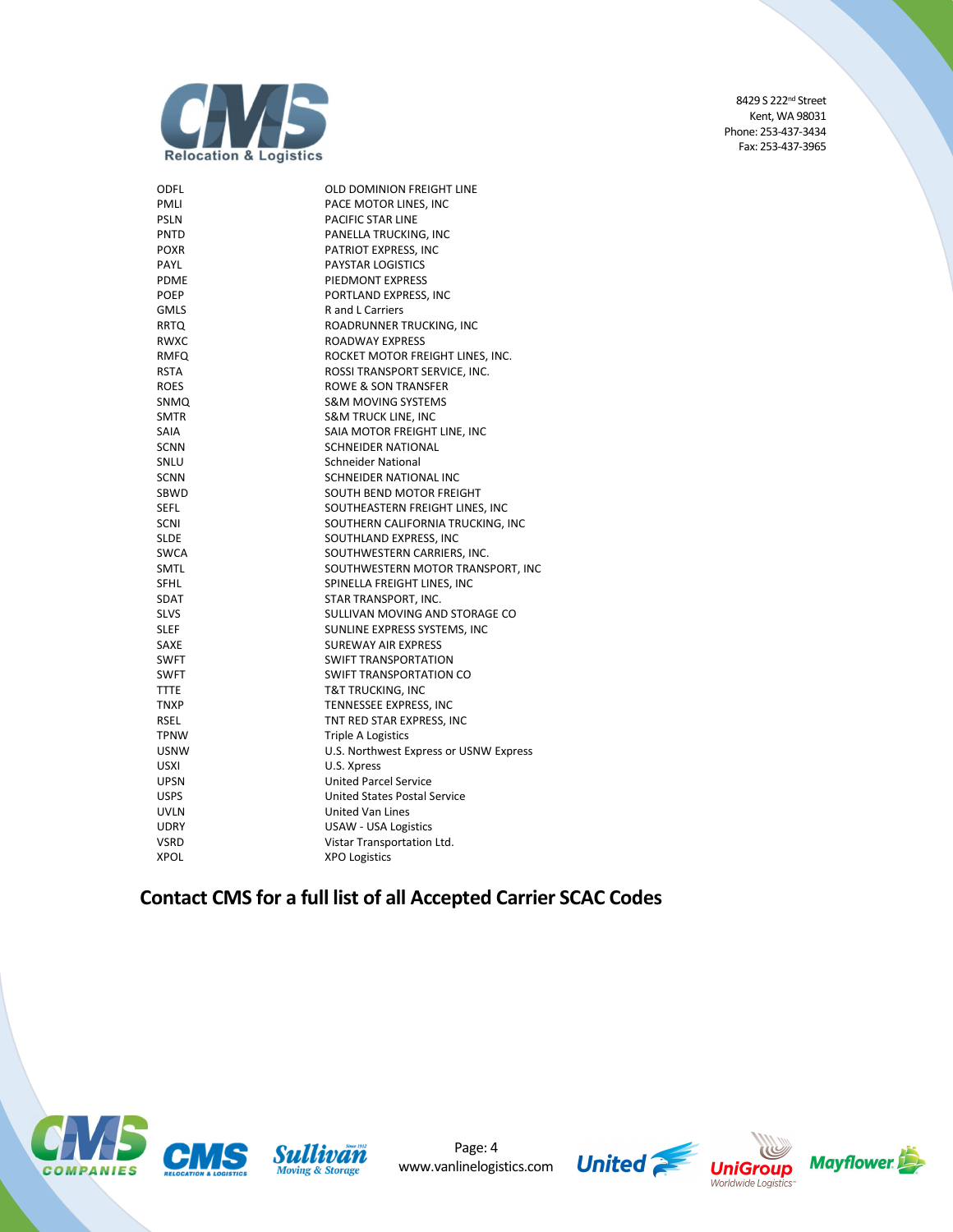| | |
|---|---|
| ODFL | OLD DOMINION FREIGHT LINE |
| PMLI | PACE MOTOR LINES, INC |
| PSLN | PACIFIC STAR LINE |
| PNTD | PANELLA TRUCKING, INC |
| POXR | PATRIOT EXPRESS, INC |
| PAYL | PAYSTAR LOGISTICS |
| PDME | PIEDMONT EXPRESS |
| POEP | PORTLAND EXPRESS, INC |
| GMLS | R and L Carriers |
| RRTQ | ROADRUNNER TRUCKING, INC |
| RWXC | ROADWAY EXPRESS |
| RMFQ | ROCKET MOTOR FREIGHT LINES, INC. |
| RSTA | ROSSI TRANSPORT SERVICE, INC. |
| ROES | ROWE & SON TRANSFER |
| SNMQ | S&M MOVING SYSTEMS |
| SMTR | S&M TRUCK LINE, INC |
| SAIA | SAIA MOTOR FREIGHT LINE, INC |
| SCNN | SCHNEIDER NATIONAL |
| SNLU | Schneider National |
| SCNN | SCHNEIDER NATIONAL INC |
| SBWD | SOUTH BEND MOTOR FREIGHT |
| SEFL | SOUTHEASTERN FREIGHT LINES, INC |
| SCNI | SOUTHERN CALIFORNIA TRUCKING, INC |
| SLDE | SOUTHLAND EXPRESS, INC |
| SWCA | SOUTHWESTERN CARRIERS, INC. |
| SMTL | SOUTHWESTERN MOTOR TRANSPORT, INC |
| SFHL | SPINELLA FREIGHT LINES, INC |
| SDAT | STAR TRANSPORT, INC. |
| SLVS | SULLIVAN MOVING AND STORAGE CO |
| SLEF | SUNLINE EXPRESS SYSTEMS, INC |
| SAXE | SUREWAY AIR EXPRESS |
| SWFT | SWIFT TRANSPORTATION |
| SWFT | SWIFT TRANSPORTATION CO |
| TTTE | T&T TRUCKING, INC |
| TNXP | TENNESSEE EXPRESS, INC |
| RSEL | TNT RED STAR EXPRESS, INC |
| TPNW | Triple A Logistics |
| USNW | U.S. Northwest Express or USNW Express |
| USXI | U.S. Xpress |
| UPSN | United Parcel Service |
| USPS | United States Postal Service |
| UVLN | United Van Lines |
| UDRY | USAW - USA Logistics |
| VSRD | Vistar Transportation Ltd. |
| XPOL | XPO Logistics |

## Contact CMS for a full list of all Accepted Carrier SCAC Codes